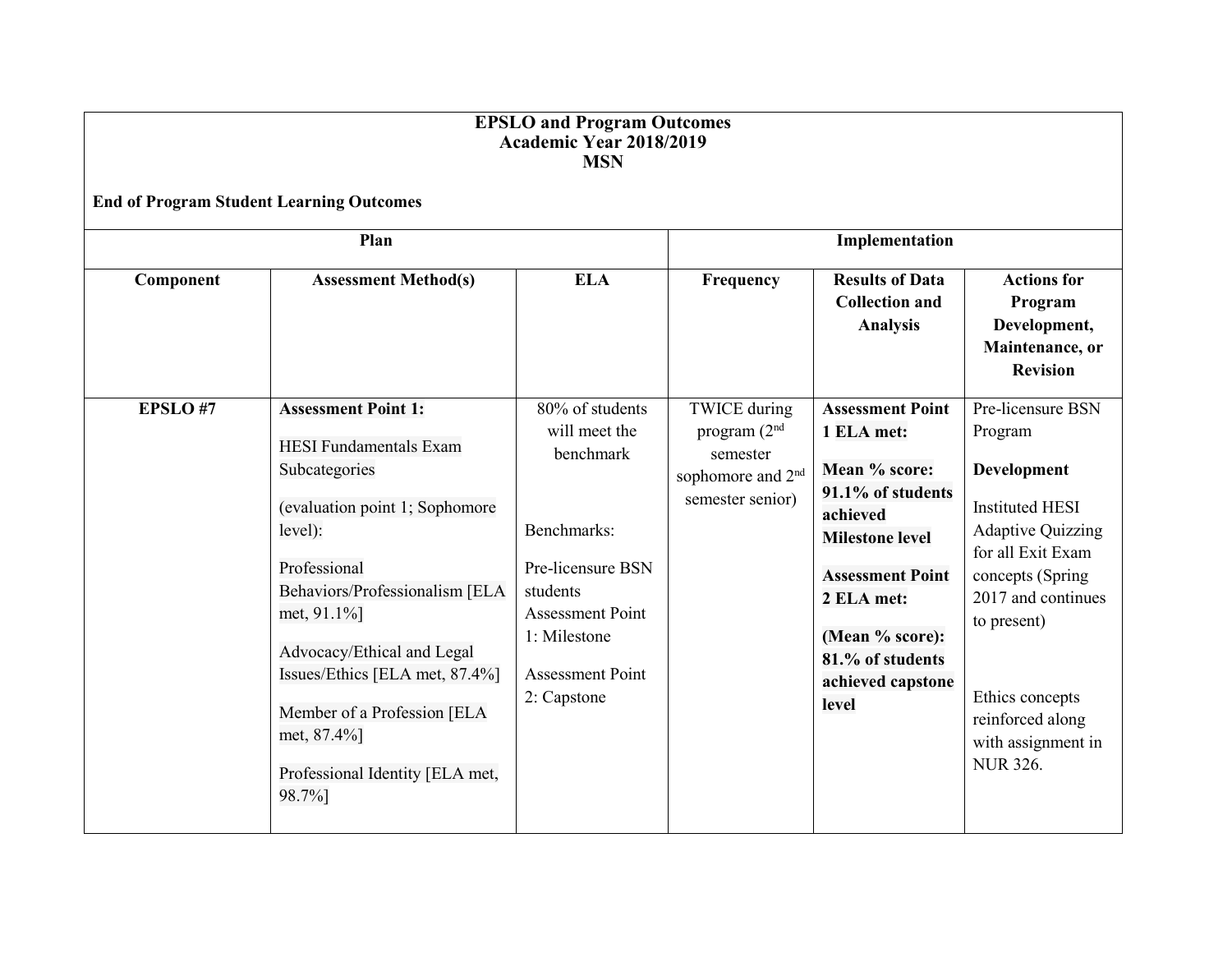**EPSLO and Program Outcomes**
**Academic Year 2018/2019**
**MSN**

**End of Program Student Learning Outcomes**

| **Plan** | | | **Implementation** | | |
|---|---|---|---|---|---|
| **Component** | **Assessment Method(s)** | **ELA** | **Frequency** | **Results of Data Collection and Analysis** | **Actions for Program Development, Maintenance, or Revision** |
| **EPSLO #7** | **Assessment Point 1:**<br><br>HESI Fundamentals Exam Subcategories<br><br>(evaluation point 1; Sophomore level):<br><br>Professional Behaviors/Professionalism [ELA met, 91.1%]<br><br>Advocacy/Ethical and Legal Issues/Ethics [ELA met, 87.4%]<br><br>Member of a Profession [ELA met, 87.4%]<br><br>Professional Identity [ELA met, 98.7%] | 80% of students will meet the benchmark<br><br>Benchmarks:<br><br>Pre-licensure BSN students Assessment Point 1: Milestone<br><br>Assessment Point 2: Capstone | TWICE during program (2nd semester sophomore and 2nd semester senior) | **Assessment Point 1 ELA met:**<br><br>**Mean % score: 91.1% of students achieved Milestone level**<br><br>**Assessment Point 2 ELA met:**<br><br>**(Mean % score): 81.% of students achieved capstone level** | Pre-licensure BSN Program<br><br>**Development**<br><br>Instituted HESI Adaptive Quizzing for all Exit Exam concepts (Spring 2017 and continues to present)<br><br>Ethics concepts reinforced along with assignment in NUR 326. |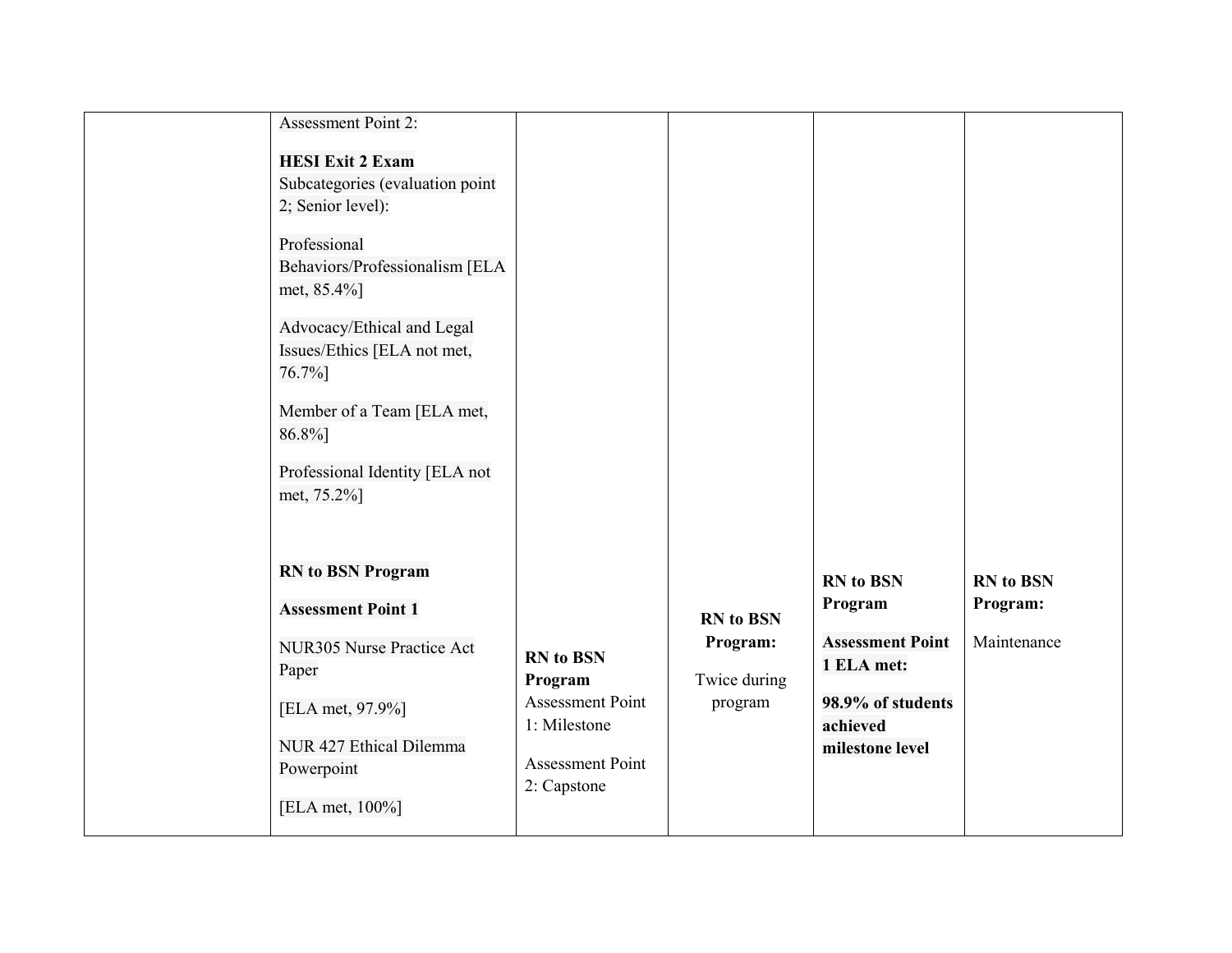| | | | | | |
|---|---|---|---|---|---|
| | Assessment Point 2:<br><br>**HESI Exit 2 Exam** Subcategories (evaluation point 2; Senior level):<br><br>Professional Behaviors/Professionalism [ELA met, 85.4%]<br><br>Advocacy/Ethical and Legal Issues/Ethics [ELA not met, 76.7%]<br><br>Member of a Team [ELA met, 86.8%]<br><br>Professional Identity [ELA not met, 75.2%]<br><br>**RN to BSN Program**<br><br>**Assessment Point 1**<br><br>NUR305 Nurse Practice Act Paper<br><br>[ELA met, 97.9%]<br><br>NUR 427 Ethical Dilemma Powerpoint<br><br>[ELA met, 100%] | **RN to BSN Program** Assessment Point 1: Milestone<br><br>Assessment Point 2: Capstone | **RN to BSN Program:**<br><br>Twice during program | **RN to BSN Program**<br><br>**Assessment Point 1 ELA met:**<br><br>**98.9% of students achieved milestone level** | **RN to BSN Program:**<br><br>Maintenance |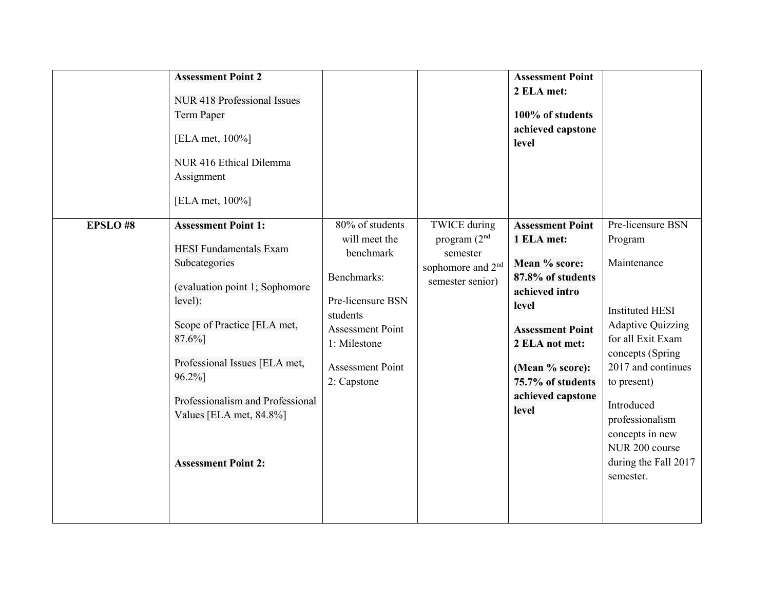| | | | | | |
|---|---|---|---|---|---|
| | **Assessment Point 2**<br><br>NUR 418 Professional Issues Term Paper<br><br>[ELA met, 100%]<br><br>NUR 416 Ethical Dilemma Assignment<br><br>[ELA met, 100%] | | | **Assessment Point 2 ELA met:**<br><br>**100% of students achieved capstone level** | |
| **EPSLO #8** | **Assessment Point 1:**<br><br>HESI Fundamentals Exam Subcategories<br><br>(evaluation point 1; Sophomore level):<br><br>Scope of Practice [ELA met, 87.6%]<br><br>Professional Issues [ELA met, 96.2%]<br><br>Professionalism and Professional Values [ELA met, 84.8%]<br><br>**Assessment Point 2:** | 80% of students will meet the benchmark<br><br>Benchmarks:<br><br>Pre-licensure BSN students Assessment Point 1: Milestone<br><br>Assessment Point 2: Capstone | TWICE during program (2nd semester sophomore and 2nd semester senior) | **Assessment Point 1 ELA met:**<br><br>**Mean % score: 87.8% of students achieved intro level**<br><br>**Assessment Point 2 ELA not met:**<br><br>**(Mean % score): 75.7% of students achieved capstone level** | Pre-licensure BSN Program<br><br>Maintenance<br><br>Instituted HESI Adaptive Quizzing for all Exit Exam concepts (Spring 2017 and continues to present)<br><br>Introduced professionalism concepts in new NUR 200 course during the Fall 2017 semester. |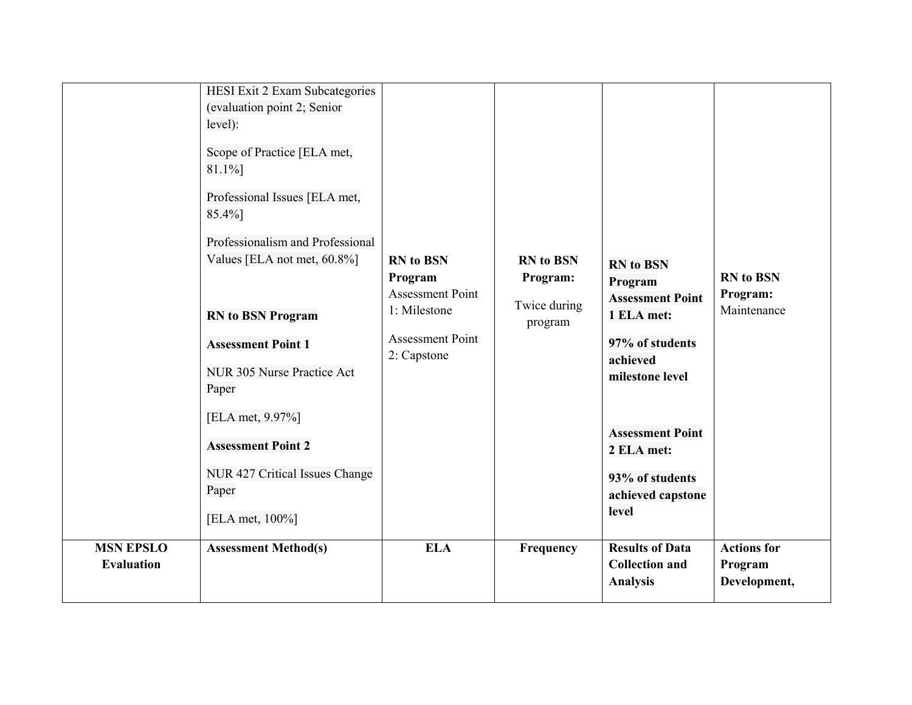| | | | | | |
|---|---|---|---|---|---|
| | HESI Exit 2 Exam Subcategories (evaluation point 2; Senior level):<br><br>Scope of Practice [ELA met, 81.1%]<br><br>Professional Issues [ELA met, 85.4%]<br><br>Professionalism and Professional Values [ELA not met, 60.8%]<br><br>**RN to BSN Program**<br><br>**Assessment Point 1**<br><br>NUR 305 Nurse Practice Act Paper<br><br>[ELA met, 9.97%]<br><br>**Assessment Point 2**<br><br>NUR 427 Critical Issues Change Paper<br><br>[ELA met, 100%] | **RN to BSN Program** Assessment Point 1: Milestone<br><br>Assessment Point 2: Capstone | **RN to BSN Program:**<br><br>Twice during program | **RN to BSN Program Assessment Point 1 ELA met:**<br><br>**97% of students achieved milestone level**<br><br>**Assessment Point 2 ELA met:**<br><br>**93% of students achieved capstone level** | **RN to BSN Program:** Maintenance |
| **MSN EPSLO Evaluation** | **Assessment Method(s)** | **ELA** | **Frequency** | **Results of Data Collection and Analysis** | **Actions for Program Development,** |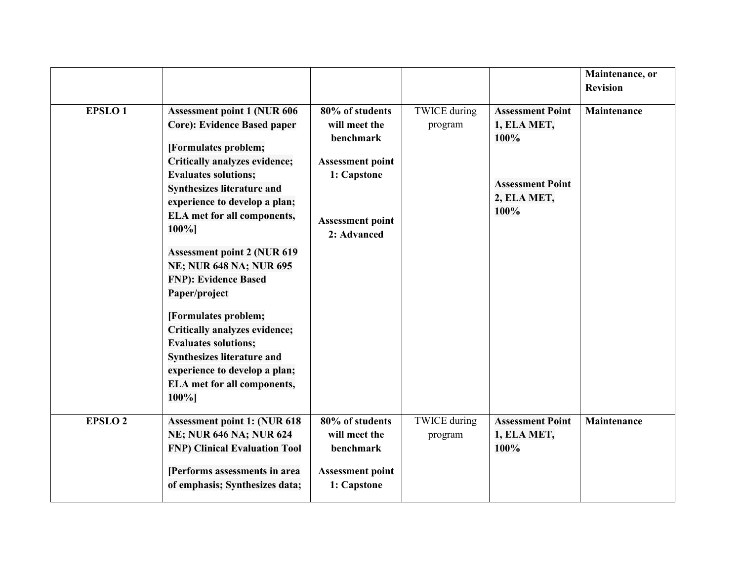| | | | | | Maintenance, or Revision |
|---|---|---|---|---|---|
| EPSLO 1 | **Assessment point 1 (NUR 606 Core): Evidence Based paper**<br><br>**[Formulates problem; Critically analyzes evidence; Evaluates solutions; Synthesizes literature and experience to develop a plan; ELA met for all components, 100%]**<br><br>**Assessment point 2 (NUR 619 NE; NUR 648 NA; NUR 695 FNP): Evidence Based Paper/project**<br><br>**[Formulates problem; Critically analyzes evidence; Evaluates solutions; Synthesizes literature and experience to develop a plan; ELA met for all components, 100%]** | **80% of students will meet the benchmark**<br><br>**Assessment point 1: Capstone**<br><br>**Assessment point 2: Advanced** | TWICE during program | **Assessment Point 1, ELA MET, 100%**<br><br>**Assessment Point 2, ELA MET, 100%** | **Maintenance** |
| EPSLO 2 | **Assessment point 1: (NUR 618 NE; NUR 646 NA; NUR 624 FNP) Clinical Evaluation Tool**<br><br>**[Performs assessments in area of emphasis; Synthesizes data;** | **80% of students will meet the benchmark**<br><br>**Assessment point 1: Capstone** | TWICE during program | **Assessment Point 1, ELA MET, 100%** | **Maintenance** |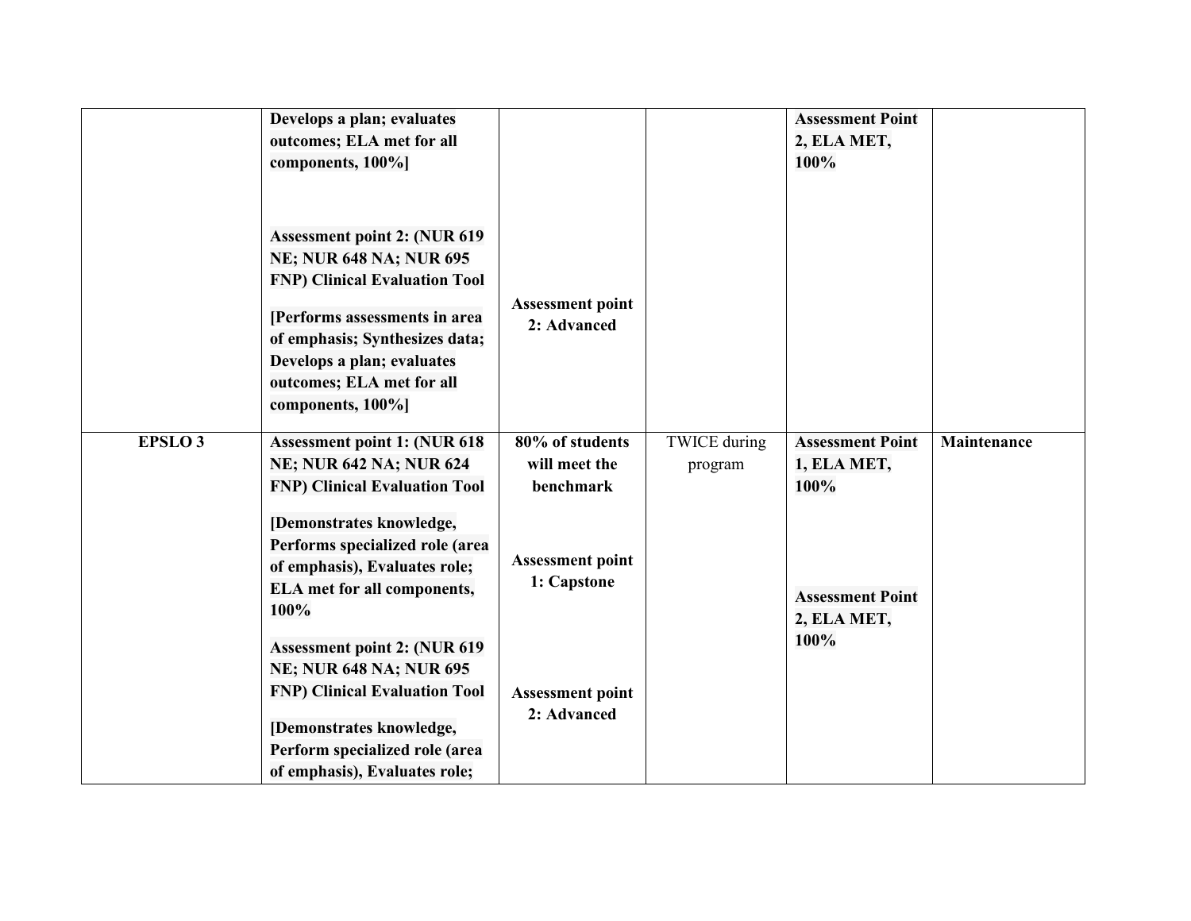| | | | | | |
|---|---|---|---|---|---|
| | **Develops a plan; evaluates outcomes; ELA met for all components, 100%]**<br><br>**Assessment point 2: (NUR 619 NE; NUR 648 NA; NUR 695 FNP) Clinical Evaluation Tool**<br><br>**[Performs assessments in area of emphasis; Synthesizes data; Develops a plan; evaluates outcomes; ELA met for all components, 100%]** | **Assessment point 2: Advanced** | | **Assessment Point 2, ELA MET, 100%** | |
| **EPSLO 3** | **Assessment point 1: (NUR 618 NE; NUR 642 NA; NUR 624 FNP) Clinical Evaluation Tool**<br><br>**[Demonstrates knowledge, Performs specialized role (area of emphasis), Evaluates role; ELA met for all components, 100%**<br><br>**Assessment point 2: (NUR 619 NE; NUR 648 NA; NUR 695 FNP) Clinical Evaluation Tool**<br><br>**[Demonstrates knowledge, Perform specialized role (area of emphasis), Evaluates role;** | **80% of students will meet the benchmark**<br><br>**Assessment point 1: Capstone**<br><br>**Assessment point 2: Advanced** | TWICE during program | **Assessment Point 1, ELA MET, 100%**<br><br>**Assessment Point 2, ELA MET, 100%** | **Maintenance** |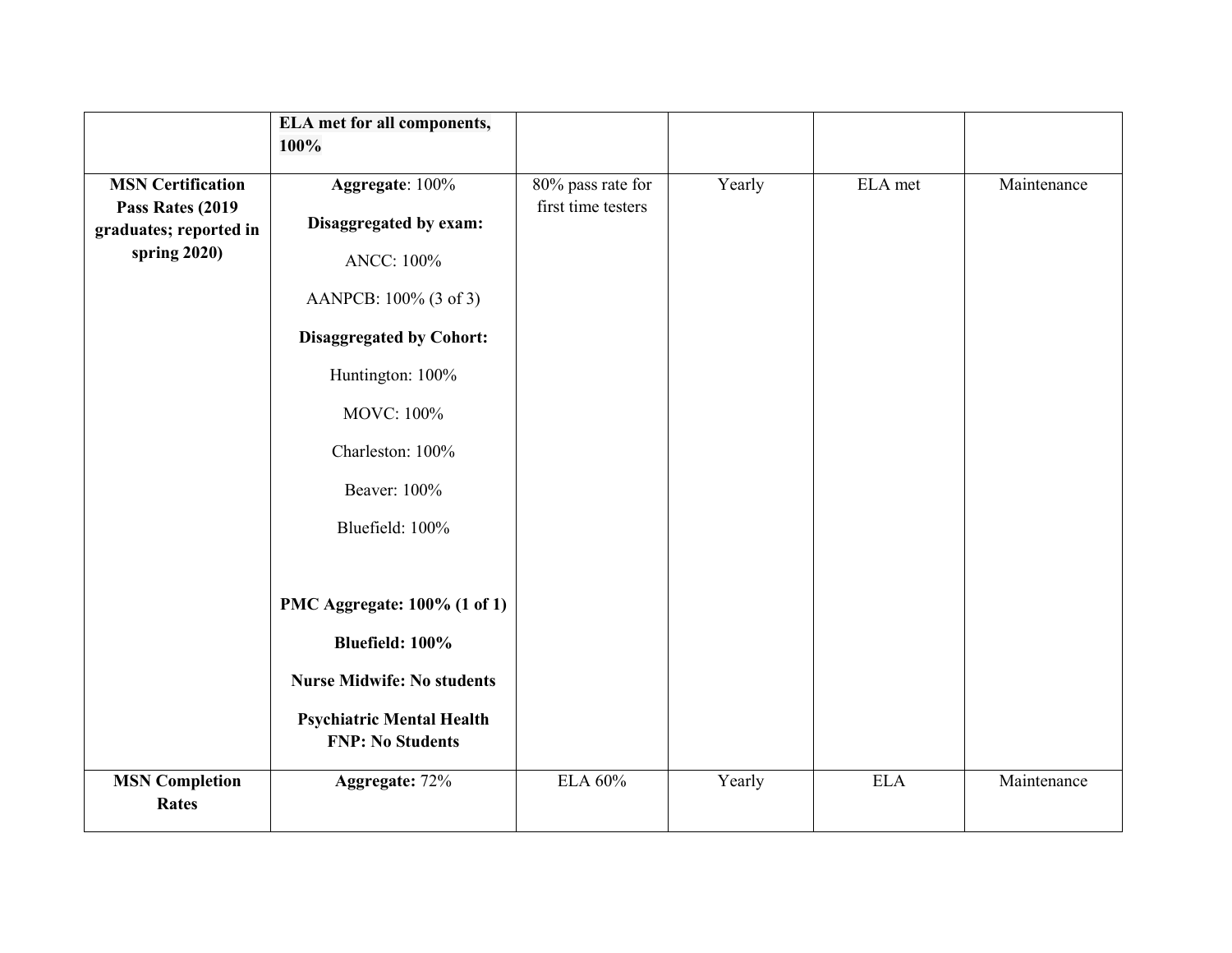| | | | | | |
|---|---|---|---|---|---|
| | **ELA met for all components, 100%** | | | | |
| **MSN Certification Pass Rates (2019 graduates; reported in spring 2020)** | **Aggregate**: 100%<br><br>**Disaggregated by exam:**<br><br>ANCC: 100%<br><br>AANPCB: 100% (3 of 3)<br><br>**Disaggregated by Cohort:**<br><br>Huntington: 100%<br><br>MOVC: 100%<br><br>Charleston: 100%<br><br>Beaver: 100%<br><br>Bluefield: 100%<br><br>**PMC Aggregate: 100% (1 of 1)**<br><br>**Bluefield: 100%**<br><br>**Nurse Midwife: No students**<br><br>**Psychiatric Mental Health FNP: No Students** | 80% pass rate for first time testers | Yearly | ELA met | Maintenance |
| **MSN Completion Rates** | **Aggregate:** 72% | ELA 60% | Yearly | ELA | Maintenance |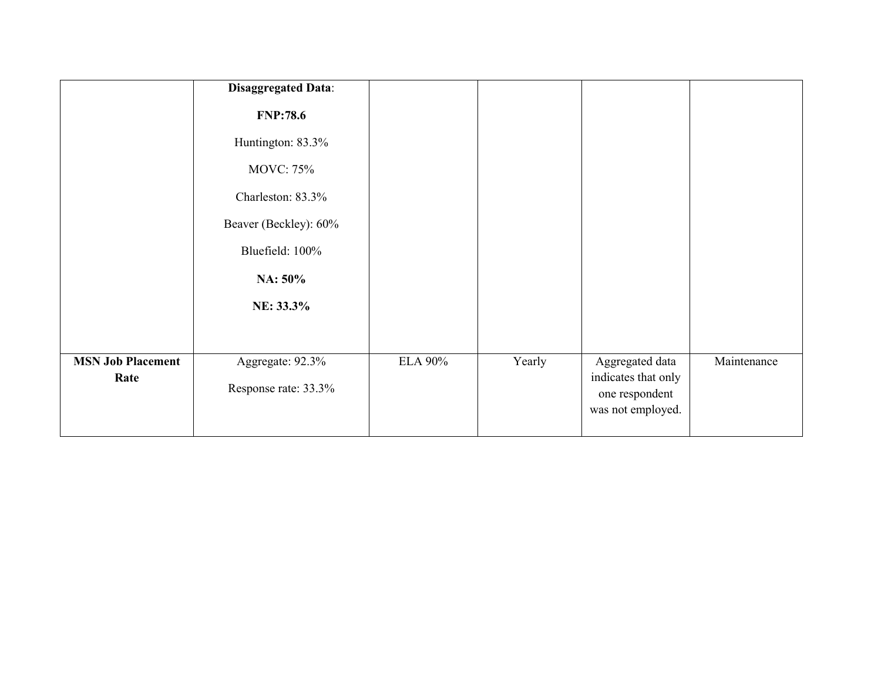| | | | | | |
|---|---|---|---|---|---|
| | **Disaggregated Data**:<br><br>**FNP:78.6**<br><br>Huntington: 83.3%<br><br>MOVC: 75%<br><br>Charleston: 83.3%<br><br>Beaver (Beckley): 60%<br><br>Bluefield: 100%<br><br>**NA: 50%**<br><br>**NE: 33.3%** | | | | |
| **MSN Job Placement Rate** | Aggregate: 92.3%<br><br>Response rate: 33.3% | ELA 90% | Yearly | Aggregated data indicates that only one respondent was not employed. | Maintenance |